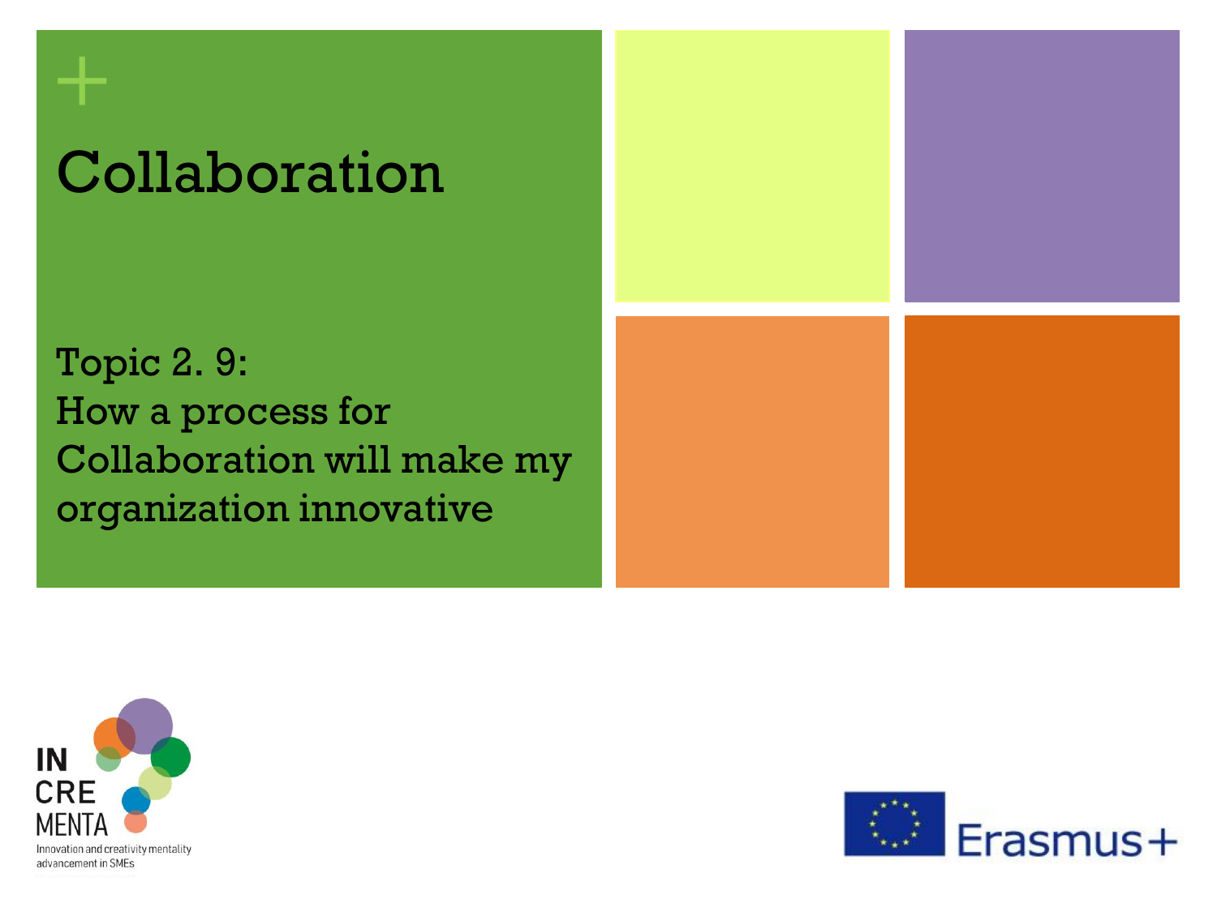# Collaboration

## Topic 2. 9:
## How a process for Collaboration will make my organization innovative

IN CRE MENTA

Innovation and creativity mentality advancement in SMEs

Erasmus+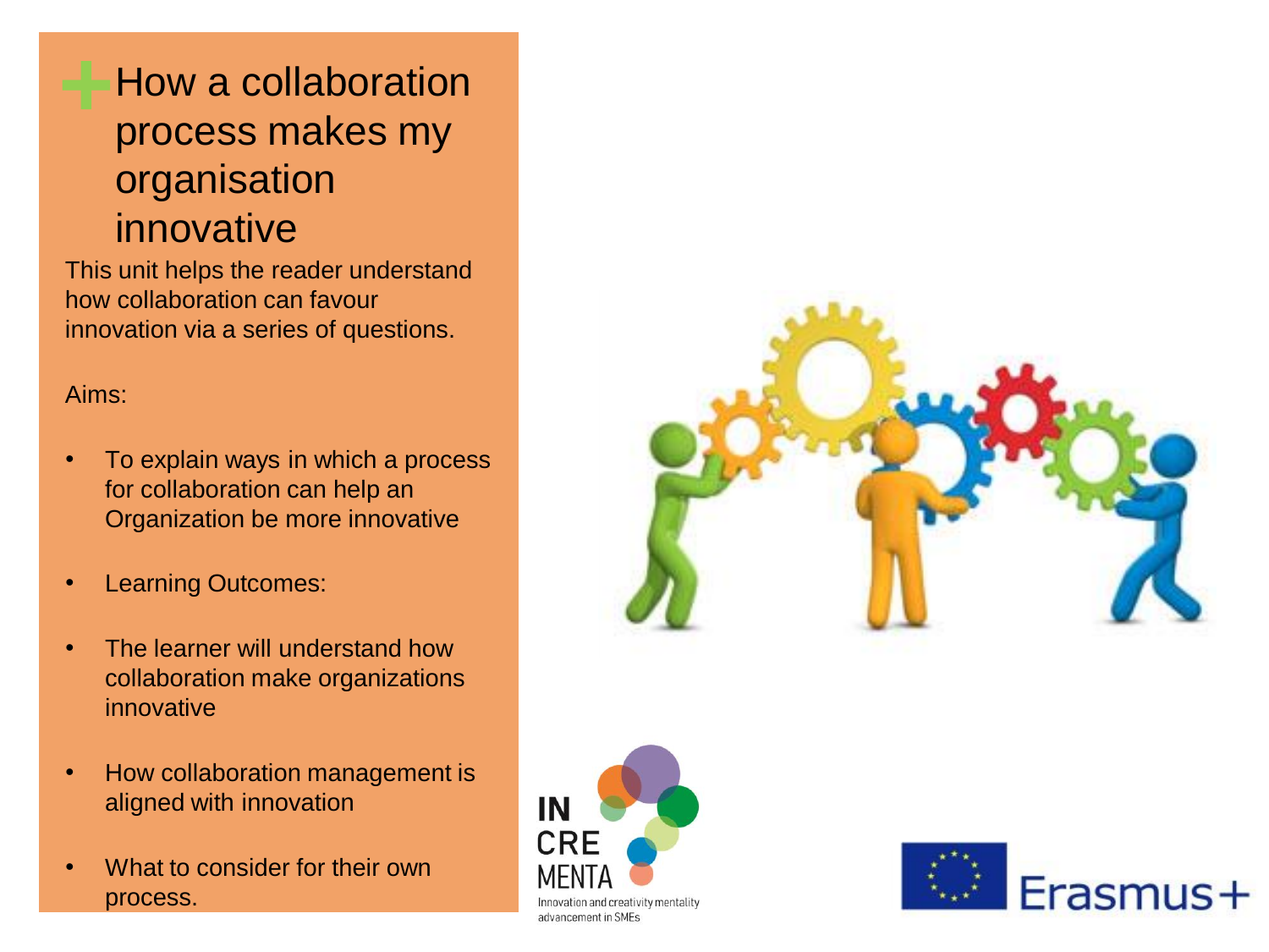# How a collaboration process makes my organisation innovative

This unit helps the reader understand how collaboration can favour innovation via a series of questions.

Aims:

- To explain ways in which a process for collaboration can help an Organization be more innovative
- Learning Outcomes:
- The learner will understand how collaboration make organizations innovative
- How collaboration management is aligned with innovation
- What to consider for their own process.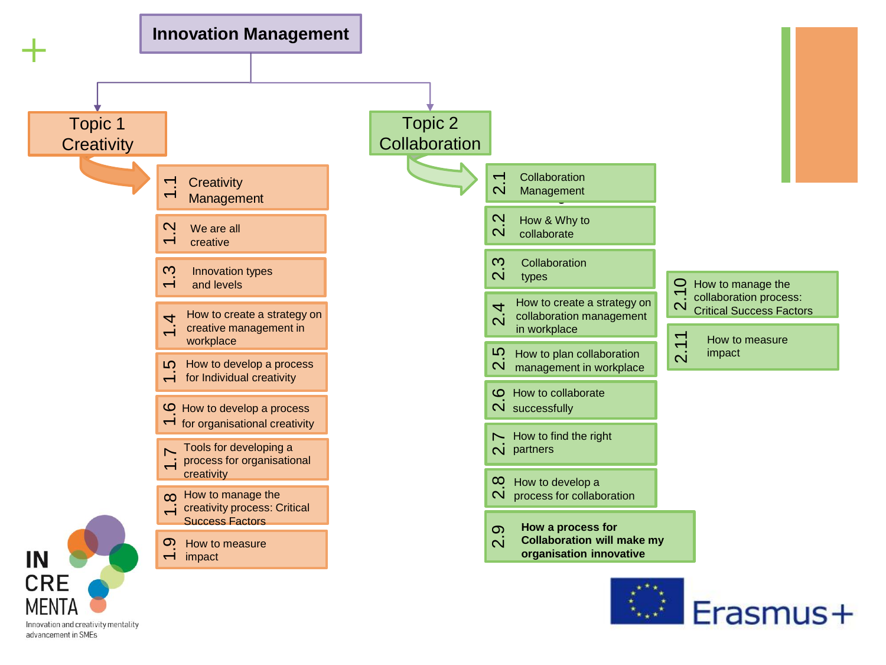# Innovation Management

## Topic 1 Creativity

- 1.1 Creativity Management
- 1.2 We are all creative
- 1.3 Innovation types and levels
- 1.4 How to create a strategy on creative management in workplace
- 1.5 How to develop a process for Individual creativity
- 1.6 How to develop a process for organisational creativity
- 1.7 Tools for developing a process for organisational creativity
- 1.8 How to manage the creativity process: Critical Success Factors
- 1.9 How to measure impact

## Topic 2 Collaboration

- 2.1 Collaboration Management
- 2.2 How & Why to collaborate
- 2.3 Collaboration types
- 2.4 How to create a strategy on collaboration management in workplace
- 2.5 How to plan collaboration management in workplace
- 2.6 How to collaborate successfully
- 2.7 How to find the right partners
- 2.8 How to develop a process for collaboration
- 2.9 **How a process for Collaboration will make my organisation innovative**
- 2.10 How to manage the collaboration process: Critical Success Factors
- 2.11 How to measure impact

INCREMENTA

Innovation and creativity mentality advancement in SMEs

Erasmus+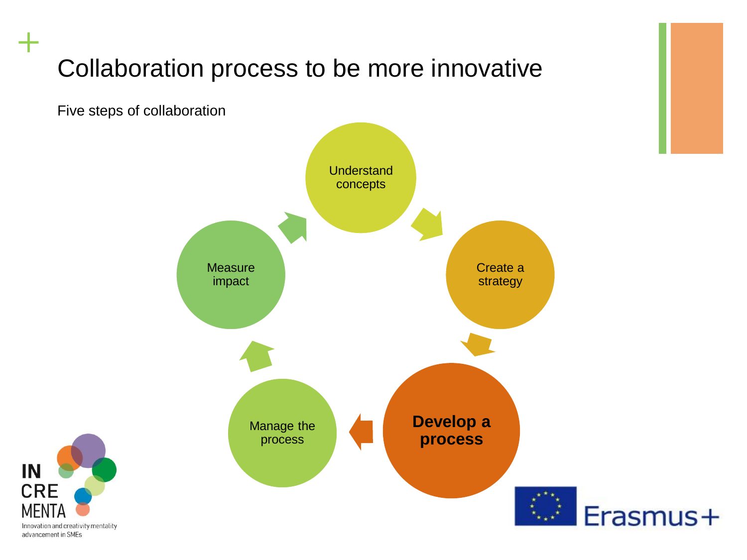# Collaboration process to be more innovative

Five steps of collaboration

- Understand concepts
- Create a strategy
- **Develop a process**
- Manage the process
- Measure impact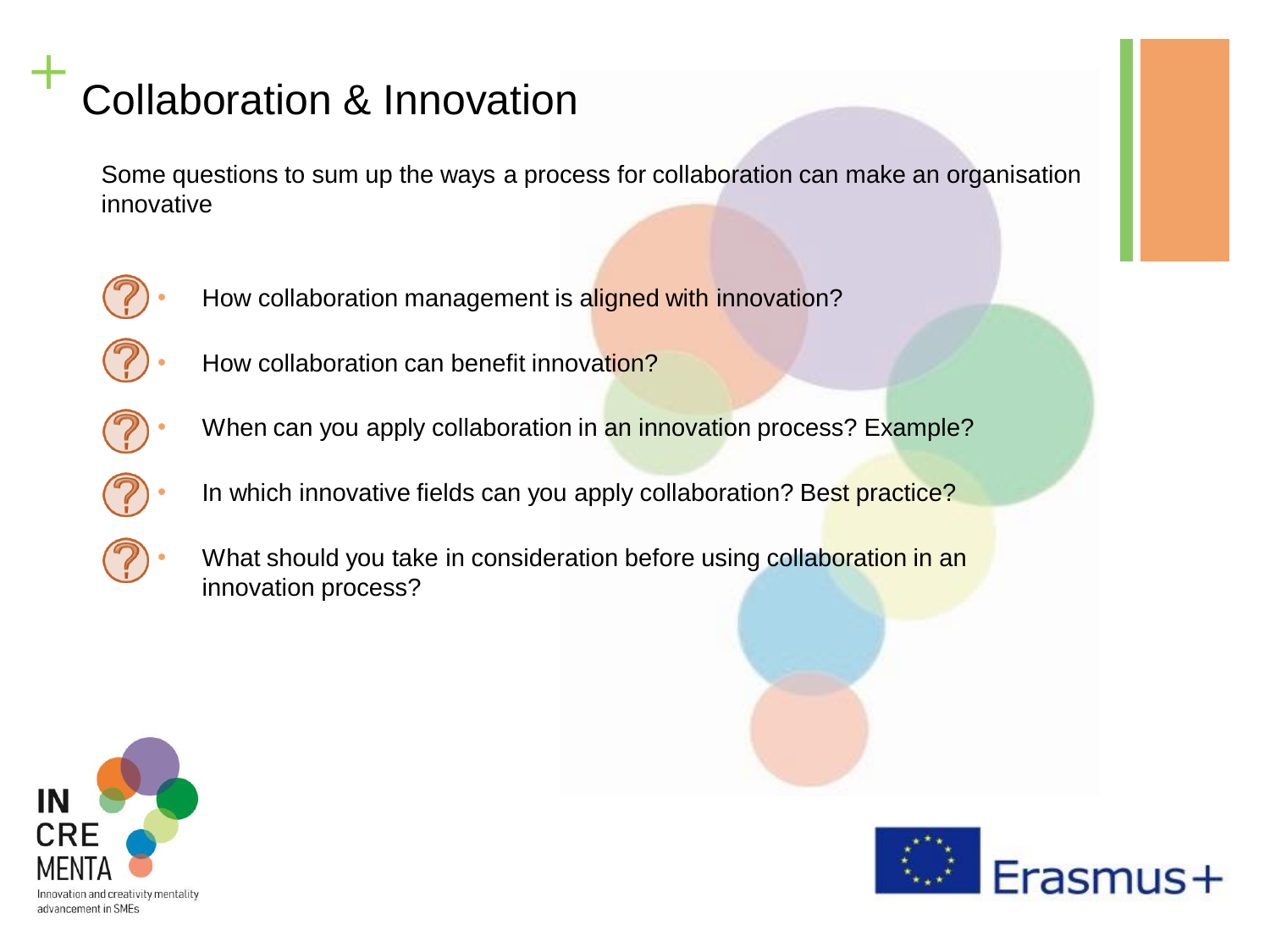# Collaboration & Innovation

Some questions to sum up the ways a process for collaboration can make an organisation innovative

- How collaboration management is aligned with innovation?
- How collaboration can benefit innovation?
- When can you apply collaboration in an innovation process? Example?
- In which innovative fields can you apply collaboration? Best practice?
- What should you take in consideration before using collaboration in an innovation process?

IN CRE MENTA
Innovation and creativity mentality advancement in SMEs

Erasmus+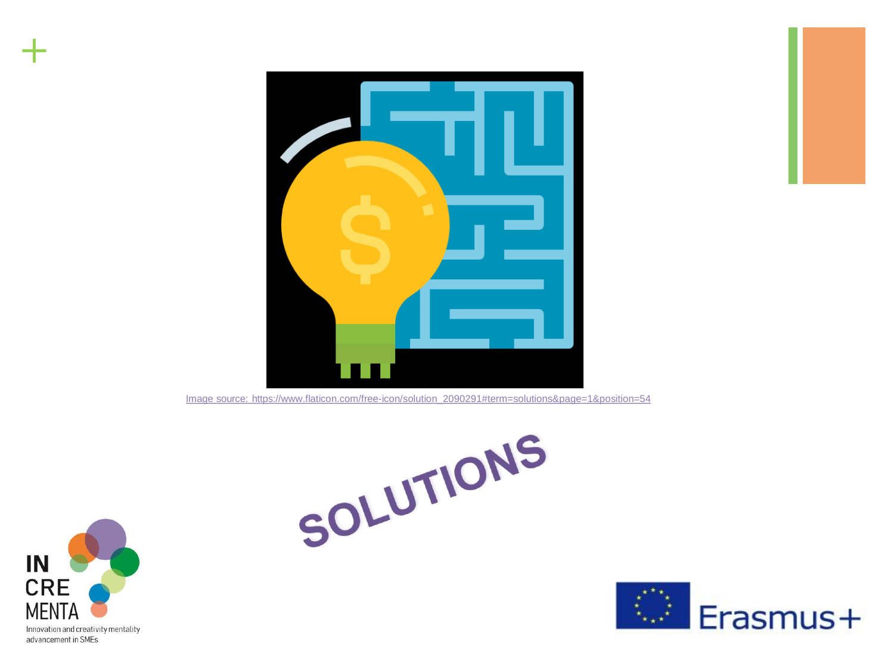Image source: https://www.flaticon.com/free-icon/solution_2090291#term=solutions&page=1&position=54

SOLUTIONS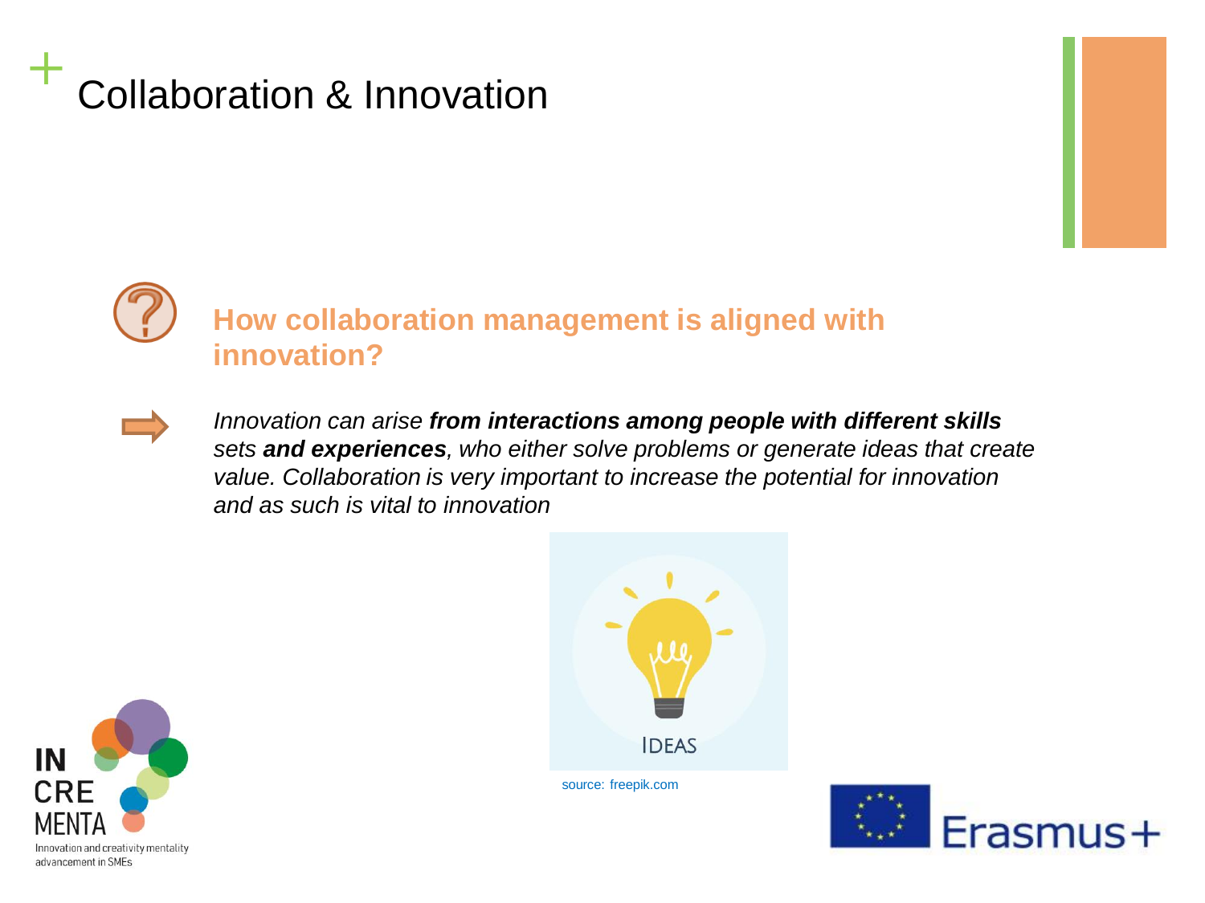# Collaboration & Innovation

## How collaboration management is aligned with innovation?

*Innovation can arise **from interactions among people with different skills sets and experiences**, who either solve problems or generate ideas that create value. Collaboration is very important to increase the potential for innovation and as such is vital to innovation*

source: freepik.com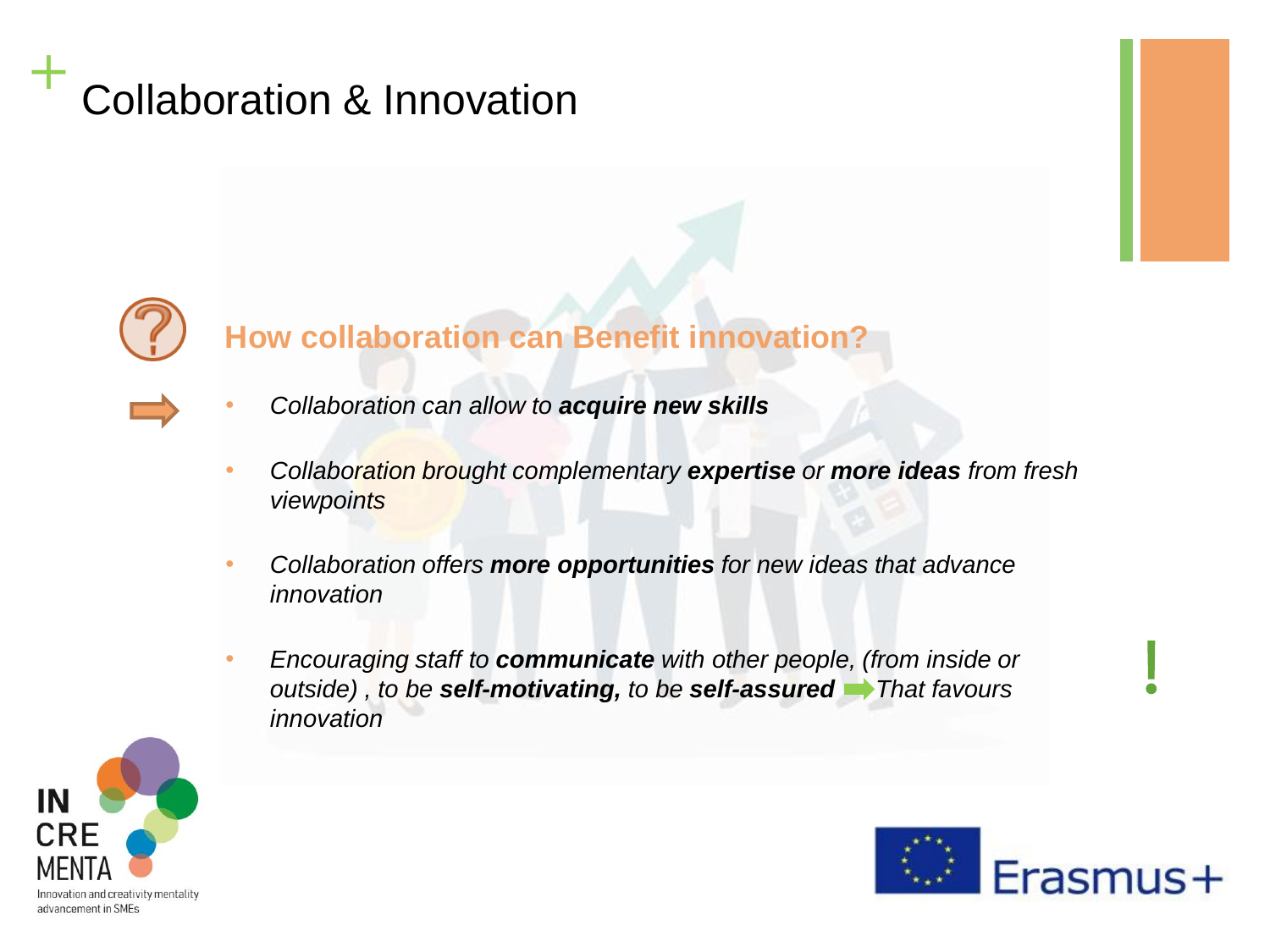# Collaboration & Innovation

## How collaboration can Benefit innovation?

- *Collaboration can allow to **acquire new skills***
- *Collaboration brought complementary **expertise** or **more ideas** from fresh viewpoints*
- *Collaboration offers **more opportunities** for new ideas that advance innovation*
- *Encouraging staff to **communicate** with other people, (from inside or outside) , to be **self-motivating,** to be **self-assured** ➡ That favours innovation*

INCREMENTA
Innovation and creativity mentality advancement in SMEs

Erasmus+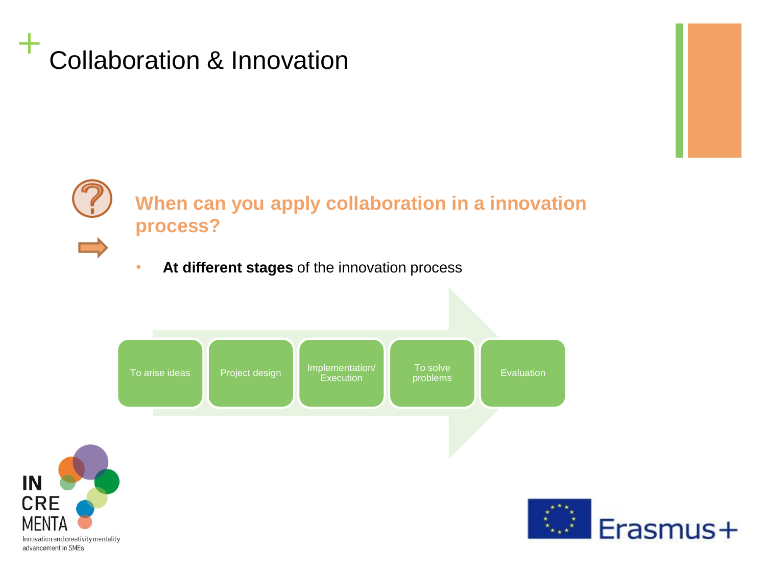# Collaboration & Innovation

**When can you apply collaboration in a innovation process?**

- **At different stages** of the innovation process

To arise ideas → Project design → Implementation/ Execution → To solve problems → Evaluation

IN CRE MENTA
Innovation and creativity mentality advancement in SMEs

Erasmus+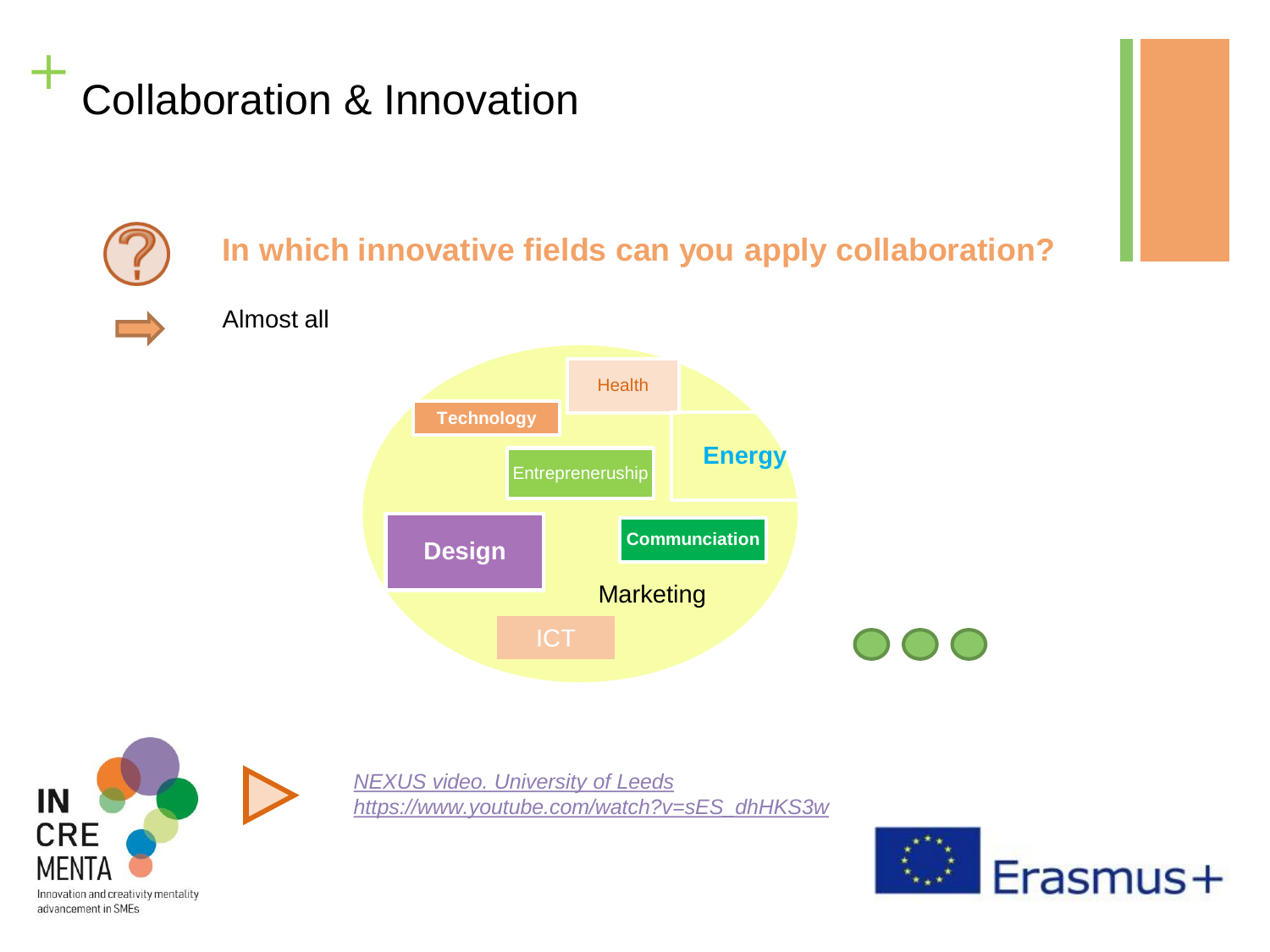# Collaboration & Innovation

**In which innovative fields can you apply collaboration?**

Almost all

- Health
- Technology
- Entrepreneruship
- Energy
- Design
- Communciation
- Marketing
- ICT

*NEXUS video. University of Leeds*
*https://www.youtube.com/watch?v=sES_dhHKS3w*

IN CRE MENTA
Innovation and creativity mentality advancement in SMEs

Erasmus+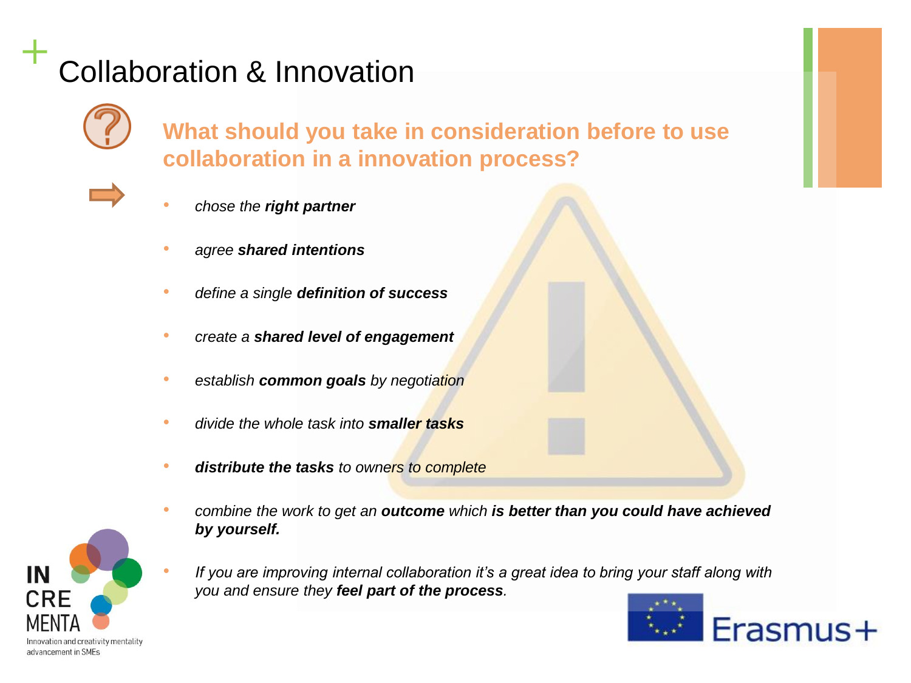# Collaboration & Innovation

## What should you take in consideration before to use collaboration in a innovation process?

- *chose the **right partner***
- *agree **shared intentions***
- *define a single **definition of success***
- *create a **shared level of engagement***
- *establish **common goals** by negotiation*
- *divide the whole task into **smaller tasks***
- ***distribute the tasks** to owners to complete*
- *combine the work to get an **outcome** which **is better than you could have achieved by yourself.***
- *If you are improving internal collaboration it's a great idea to bring your staff along with you and ensure they **feel part of the process**.*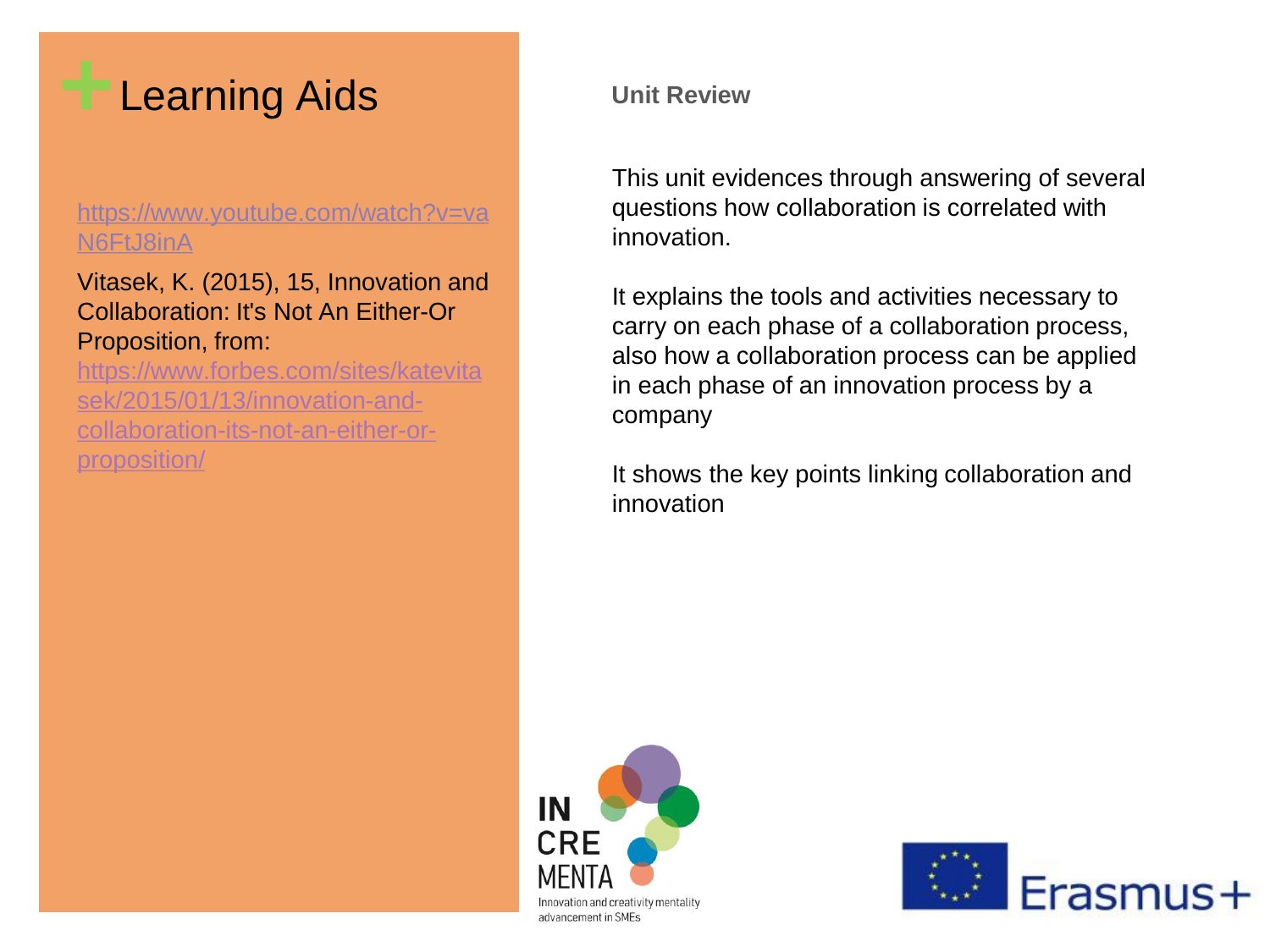# Learning Aids

https://www.youtube.com/watch?v=vaN6FtJ8inA

Vitasek, K. (2015), 15, Innovation and Collaboration: It's Not An Either-Or Proposition, from: https://www.forbes.com/sites/katevitasek/2015/01/13/innovation-and-collaboration-its-not-an-either-or-proposition/

## Unit Review

This unit evidences through answering of several questions how collaboration is correlated with innovation.

It explains the tools and activities necessary to carry on each phase of a collaboration process, also how a collaboration process can be applied in each phase of an innovation process by a company

It shows the key points linking collaboration and innovation

IN CRE MENTA

Innovation and creativity mentality advancement in SMEs

Erasmus+